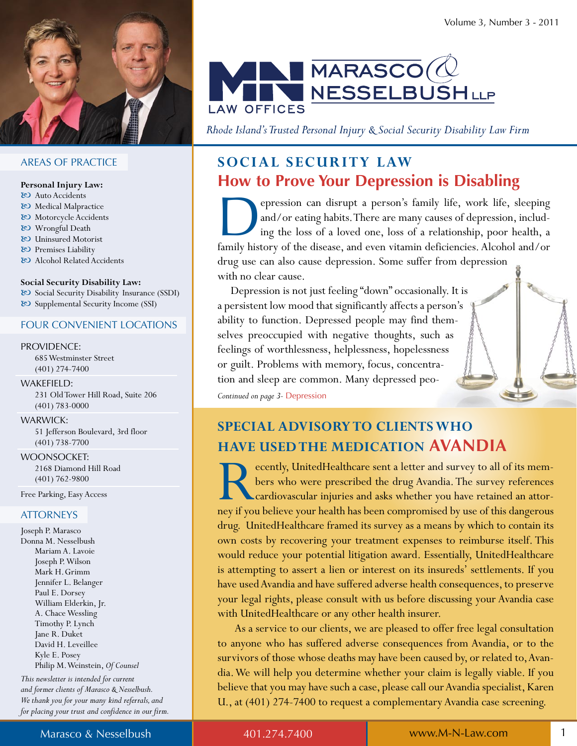# MARASCO & NESSELBUSH LLP

LAW OFFICES

*Rhode Island's Trusted Personal Injury & Social Security Disability Law Firm*

## SOCIAL SECURITY LAW

## How to Prove Your Depression is Disabling

Depression can disrupt a person's family life, work life, sleeping and/or eating habits. There are many causes of depression, including the loss of a loved one, loss of a relationship, poor health, a family history of the disease, and even vitamin deficiencies. Alcohol and/or drug use can also cause depression. Some suffer from depression with no clear cause.

Depression is not just feeling "down" occasionally. It is a persistent low mood that significantly affects a person's ability to function. Depressed people may find themselves preoccupied with negative thoughts, such as feelings of worthlessness, helplessness, hopelessness or guilt. Problems with memory, focus, concentration and sleep are common. Many depressed peo-

*Continued on page 3-* Depression

## SPECIAL ADVISORY TO CLIENTS WHO HAVE USED THE MEDICATION AVANDIA

Recently, UnitedHealthcare sent a letter and survey to all of its members who were prescribed the drug Avandia. The survey references cardiovascular injuries and asks whether you have retained an attorney if you believe your health has been compromised by use of this dangerous drug. UnitedHealthcare framed its survey as a means by which to contain its own costs by recovering your treatment expenses to reimburse itself. This would reduce your potential litigation award. Essentially, UnitedHealthcare is attempting to assert a lien or interest on its insureds' settlements. If you have used Avandia and have suffered adverse health consequences, to preserve your legal rights, please consult with us before discussing your Avandia case with UnitedHealthcare or any other health insurer.

As a service to our clients, we are pleased to offer free legal consultation to anyone who has suffered adverse consequences from Avandia, or to the survivors of those whose deaths may have been caused by, or related to, Avandia. We will help you determine whether your claim is legally viable. If you believe that you may have such a case, please call our Avandia specialist, Karen U., at (401) 274-7400 to request a complementary Avandia case screening.

---

### AREAS OF PRACTICE

**Personal Injury Law:**
- Auto Accidents
- Medical Malpractice
- Motorcycle Accidents
- Wrongful Death
- Uninsured Motorist
- Premises Liability
- Alcohol Related Accidents

**Social Security Disability Law:**
- Social Security Disability Insurance (SSDI)
- Supplemental Security Income (SSI)

### FOUR CONVENIENT LOCATIONS

PROVIDENCE:
685 Westminster Street
(401) 274-7400

WAKEFIELD:
231 Old Tower Hill Road, Suite 206
(401) 783-0000

WARWICK:
51 Jefferson Boulevard, 3rd floor
(401) 738-7700

WOONSOCKET:
2168 Diamond Hill Road
(401) 762-9800

Free Parking, Easy Access

### ATTORNEYS

Joseph P. Marasco
Donna M. Nesselbush
Mariam A. Lavoie
Joseph P. Wilson
Mark H. Grimm
Jennifer L. Belanger
Paul E. Dorsey
William Elderkin, Jr.
A. Chace Wessling
Timothy P. Lynch
Jane R. Duket
David H. Leveillee
Kyle E. Posey
Philip M. Weinstein, *Of Counsel*

*This newsletter is intended for current and former clients of Marasco & Nesselbush. We thank you for your many kind referrals, and for placing your trust and confidence in our firm.*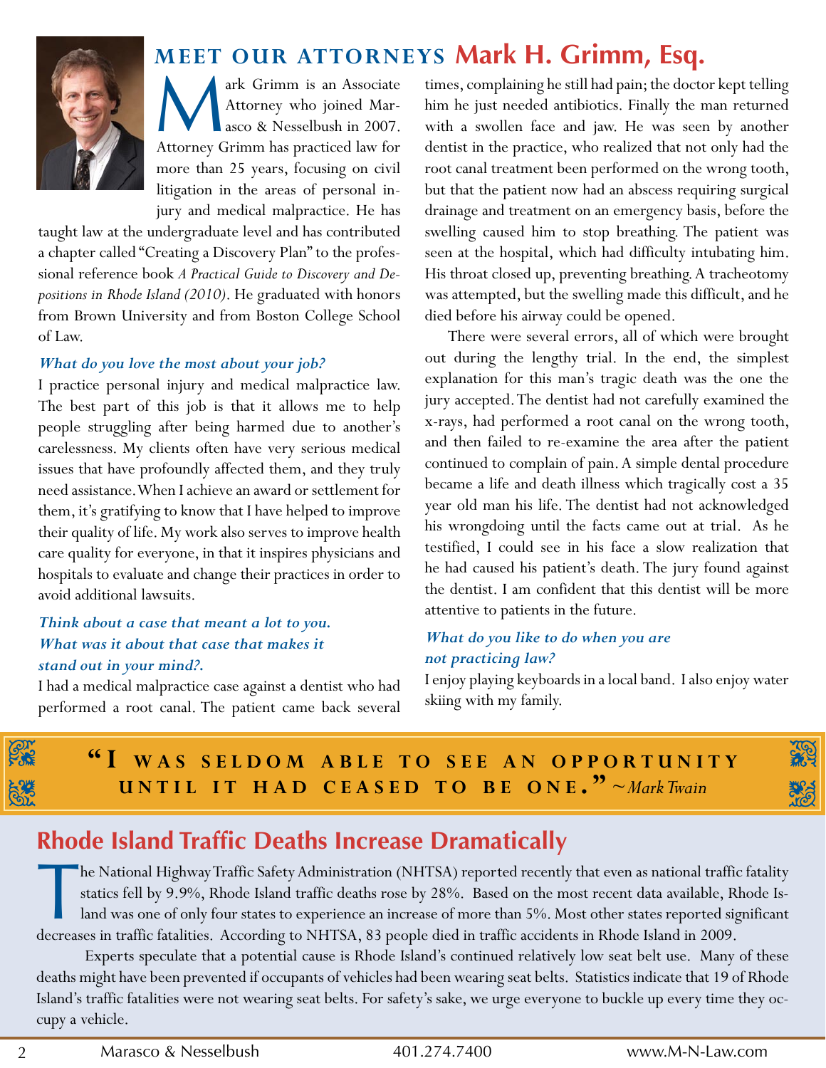## MEET OUR ATTORNEYS Mark H. Grimm, Esq.

Mark Grimm is an Associate Attorney who joined Marasco & Nesselbush in 2007. Attorney Grimm has practiced law for more than 25 years, focusing on civil litigation in the areas of personal injury and medical malpractice. He has taught law at the undergraduate level and has contributed a chapter called "Creating a Discovery Plan" to the professional reference book *A Practical Guide to Discovery and Depositions in Rhode Island (2010)*. He graduated with honors from Brown University and from Boston College School of Law.

***What do you love the most about your job?***

I practice personal injury and medical malpractice law. The best part of this job is that it allows me to help people struggling after being harmed due to another's carelessness. My clients often have very serious medical issues that have profoundly affected them, and they truly need assistance. When I achieve an award or settlement for them, it's gratifying to know that I have helped to improve their quality of life. My work also serves to improve health care quality for everyone, in that it inspires physicians and hospitals to evaluate and change their practices in order to avoid additional lawsuits.

***Think about a case that meant a lot to you. What was it about that case that makes it stand out in your mind?.***

I had a medical malpractice case against a dentist who had performed a root canal. The patient came back several times, complaining he still had pain; the doctor kept telling him he just needed antibiotics. Finally the man returned with a swollen face and jaw. He was seen by another dentist in the practice, who realized that not only had the root canal treatment been performed on the wrong tooth, but that the patient now had an abscess requiring surgical drainage and treatment on an emergency basis, before the swelling caused him to stop breathing. The patient was seen at the hospital, which had difficulty intubating him. His throat closed up, preventing breathing. A tracheotomy was attempted, but the swelling made this difficult, and he died before his airway could be opened.

There were several errors, all of which were brought out during the lengthy trial. In the end, the simplest explanation for this man's tragic death was the one the jury accepted. The dentist had not carefully examined the x-rays, had performed a root canal on the wrong tooth, and then failed to re-examine the area after the patient continued to complain of pain. A simple dental procedure became a life and death illness which tragically cost a 35 year old man his life. The dentist had not acknowledged his wrongdoing until the facts came out at trial. As he testified, I could see in his face a slow realization that he had caused his patient's death. The jury found against the dentist. I am confident that this dentist will be more attentive to patients in the future.

***What do you like to do when you are not practicing law?***

I enjoy playing keyboards in a local band. I also enjoy water skiing with my family.

**"I WAS SELDOM ABLE TO SEE AN OPPORTUNITY UNTIL IT HAD CEASED TO BE ONE."** ~*Mark Twain*

## Rhode Island Traffic Deaths Increase Dramatically

The National Highway Traffic Safety Administration (NHTSA) reported recently that even as national traffic fatality statics fell by 9.9%, Rhode Island traffic deaths rose by 28%. Based on the most recent data available, Rhode Island was one of only four states to experience an increase of more than 5%. Most other states reported significant decreases in traffic fatalities. According to NHTSA, 83 people died in traffic accidents in Rhode Island in 2009.

Experts speculate that a potential cause is Rhode Island's continued relatively low seat belt use. Many of these deaths might have been prevented if occupants of vehicles had been wearing seat belts. Statistics indicate that 19 of Rhode Island's traffic fatalities were not wearing seat belts. For safety's sake, we urge everyone to buckle up every time they occupy a vehicle.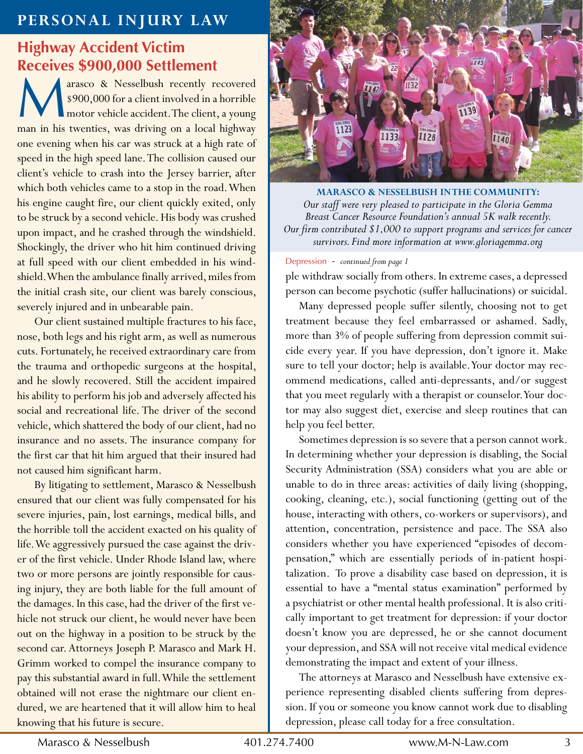## PERSONAL INJURY LAW

### Highway Accident Victim Receives $900,000 Settlement

Marasco & Nesselbush recently recovered $900,000 for a client involved in a horrible motor vehicle accident. The client, a young man in his twenties, was driving on a local highway one evening when his car was struck at a high rate of speed in the high speed lane. The collision caused our client's vehicle to crash into the Jersey barrier, after which both vehicles came to a stop in the road. When his engine caught fire, our client quickly exited, only to be struck by a second vehicle. His body was crushed upon impact, and he crashed through the windshield. Shockingly, the driver who hit him continued driving at full speed with our client embedded in his windshield. When the ambulance finally arrived, miles from the initial crash site, our client was barely conscious, severely injured and in unbearable pain.

Our client sustained multiple fractures to his face, nose, both legs and his right arm, as well as numerous cuts. Fortunately, he received extraordinary care from the trauma and orthopedic surgeons at the hospital, and he slowly recovered. Still the accident impaired his ability to perform his job and adversely affected his social and recreational life. The driver of the second vehicle, which shattered the body of our client, had no insurance and no assets. The insurance company for the first car that hit him argued that their insured had not caused him significant harm.

By litigating to settlement, Marasco & Nesselbush ensured that our client was fully compensated for his severe injuries, pain, lost earnings, medical bills, and the horrible toll the accident exacted on his quality of life. We aggressively pursued the case against the driver of the first vehicle. Under Rhode Island law, where two or more persons are jointly responsible for causing injury, they are both liable for the full amount of the damages. In this case, had the driver of the first vehicle not struck our client, he would never have been out on the highway in a position to be struck by the second car. Attorneys Joseph P. Marasco and Mark H. Grimm worked to compel the insurance company to pay this substantial award in full. While the settlement obtained will not erase the nightmare our client endured, we are heartened that it will allow him to heal knowing that his future is secure.

**MARASCO & NESSELBUSH IN THE COMMUNITY:**
*Our staff were very pleased to participate in the Gloria Gemma Breast Cancer Resource Foundation's annual 5K walk recently. Our firm contributed $1,000 to support programs and services for cancer survivors. Find more information at www.gloriagemma.org*

Depression - *continued from page 1*

ple withdraw socially from others. In extreme cases, a depressed person can become psychotic (suffer hallucinations) or suicidal.

Many depressed people suffer silently, choosing not to get treatment because they feel embarrassed or ashamed. Sadly, more than 3% of people suffering from depression commit suicide every year. If you have depression, don't ignore it. Make sure to tell your doctor; help is available. Your doctor may recommend medications, called anti-depressants, and/or suggest that you meet regularly with a therapist or counselor. Your doctor may also suggest diet, exercise and sleep routines that can help you feel better.

Sometimes depression is so severe that a person cannot work. In determining whether your depression is disabling, the Social Security Administration (SSA) considers what you are able or unable to do in three areas: activities of daily living (shopping, cooking, cleaning, etc.), social functioning (getting out of the house, interacting with others, co-workers or supervisors), and attention, concentration, persistence and pace. The SSA also considers whether you have experienced "episodes of decompensation," which are essentially periods of in-patient hospitalization. To prove a disability case based on depression, it is essential to have a "mental status examination" performed by a psychiatrist or other mental health professional. It is also critically important to get treatment for depression: if your doctor doesn't know you are depressed, he or she cannot document your depression, and SSA will not receive vital medical evidence demonstrating the impact and extent of your illness.

The attorneys at Marasco and Nesselbush have extensive experience representing disabled clients suffering from depression. If you or someone you know cannot work due to disabling depression, please call today for a free consultation.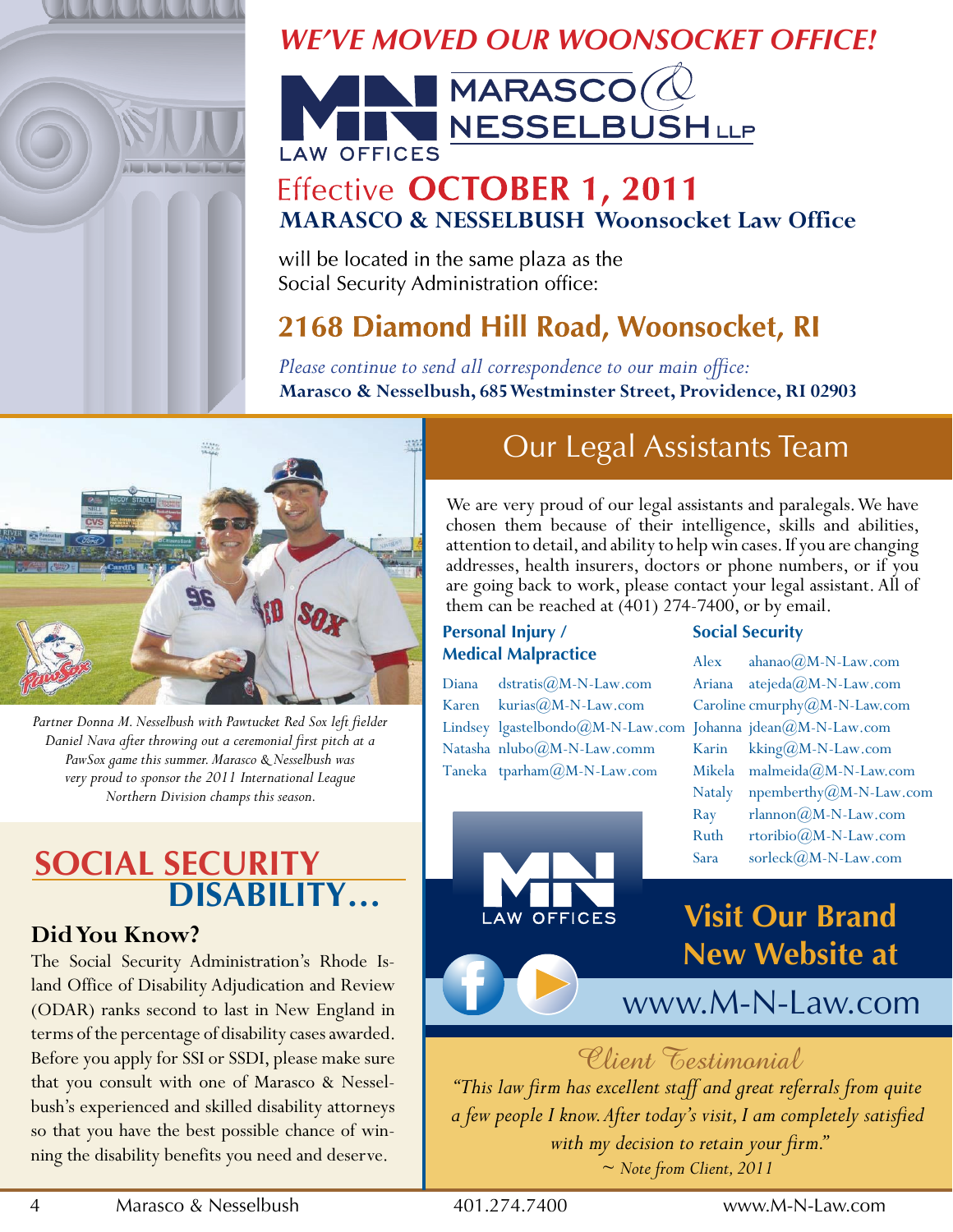# WE'VE MOVED OUR WOONSOCKET OFFICE!

MARASCO & NESSELBUSH LLP
LAW OFFICES

## Effective OCTOBER 1, 2011

**MARASCO & NESSELBUSH Woonsocket Law Office**

will be located in the same plaza as the Social Security Administration office:

## 2168 Diamond Hill Road, Woonsocket, RI

*Please continue to send all correspondence to our main office:*
**Marasco & Nesselbush, 685 Westminster Street, Providence, RI 02903**

*Partner Donna M. Nesselbush with Pawtucket Red Sox left fielder Daniel Nava after throwing out a ceremonial first pitch at a PawSox game this summer. Marasco & Nesselbush was very proud to sponsor the 2011 International League Northern Division champs this season.*

## SOCIAL SECURITY DISABILITY...

### Did You Know?

The Social Security Administration's Rhode Island Office of Disability Adjudication and Review (ODAR) ranks second to last in New England in terms of the percentage of disability cases awarded. Before you apply for SSI or SSDI, please make sure that you consult with one of Marasco & Nesselbush's experienced and skilled disability attorneys so that you have the best possible chance of winning the disability benefits you need and deserve.

## Our Legal Assistants Team

We are very proud of our legal assistants and paralegals. We have chosen them because of their intelligence, skills and abilities, attention to detail, and ability to help win cases. If you are changing addresses, health insurers, doctors or phone numbers, or if you are going back to work, please contact your legal assistant. All of them can be reached at (401) 274-7400, or by email.

**Personal Injury / Medical Malpractice**

| | |
|---|---|
| Diana | dstratis@M-N-Law.com |
| Karen | kurias@M-N-Law.com |
| Lindsey | lgastelbondo@M-N-Law.com |
| Natasha | nlubo@M-N-Law.comm |
| Taneka | tparham@M-N-Law.com |

**Social Security**

| | |
|---|---|
| Alex | ahanao@M-N-Law.com |
| Ariana | atejeda@M-N-Law.com |
| Caroline | cmurphy@M-N-Law.com |
| Johanna | jdean@M-N-Law.com |
| Karin | kking@M-N-Law.com |
| Mikela | malmeida@M-N-Law.com |
| Nataly | npemberthy@M-N-Law.com |
| Ray | rlannon@M-N-Law.com |
| Ruth | rtoribio@M-N-Law.com |
| Sara | sorleck@M-N-Law.com |

MN LAW OFFICES

## Visit Our Brand New Website at

www.M-N-Law.com

### Client Testimonial

*"This law firm has excellent staff and great referrals from quite a few people I know. After today's visit, I am completely satisfied with my decision to retain your firm."*
*~ Note from Client, 2011*